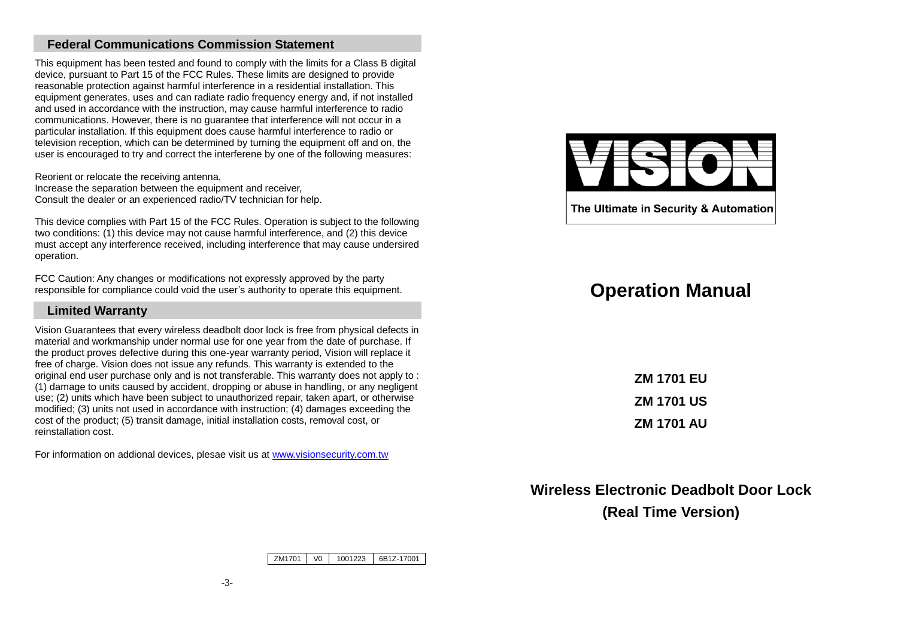## Federal Communications Commission Statement

This equipment has been tested and found to comply with the limits for a Class B digital device, pursuant to Part 15 of the FCC Rules. These limits are designed to provide reasonable protection against harmful interference in a residential installation. This equipment generates, uses and can radiate radio frequency energy and, if not installed and used in accordance with the instruction, may cause harmful interference to radio communications. However, there is no guarantee that interference will not occur in a particular installation. If this equipment does cause harmful interference to radio or television reception, which can be determined by turning the equipment off and on, the user is encouraged to try and correct the interferene by one of the following measures:

Reorient or relocate the receiving antenna,
Increase the separation between the equipment and receiver,
Consult the dealer or an experienced radio/TV technician for help.

This device complies with Part 15 of the FCC Rules. Operation is subject to the following two conditions: (1) this device may not cause harmful interference, and (2) this device must accept any interference received, including interference that may cause undersired operation.

FCC Caution: Any changes or modifications not expressly approved by the party responsible for compliance could void the user's authority to operate this equipment.

## Limited Warranty

Vision Guarantees that every wireless deadbolt door lock is free from physical defects in material and workmanship under normal use for one year from the date of purchase. If the product proves defective during this one-year warranty period, Vision will replace it free of charge. Vision does not issue any refunds. This warranty is extended to the original end user purchase only and is not transferable. This warranty does not apply to : (1) damage to units caused by accident, dropping or abuse in handling, or any negligent use; (2) units which have been subject to unauthorized repair, taken apart, or otherwise modified; (3) units not used in accordance with instruction; (4) damages exceeding the cost of the product; (5) transit damage, initial installation costs, removal cost, or reinstallation cost.

For information on addional devices, plesae visit us at [www.visionsecurity.com.tw](http://www.visionsecurity.com.tw)

| ZM1701 | V0 | 1001223 | 6B1Z-17001 |
|---|---|---|---|

VISION

The Ultimate in Security & Automation

# Operation Manual

**ZM 1701 EU**

**ZM 1701 US**

**ZM 1701 AU**

## Wireless Electronic Deadbolt Door Lock (Real Time Version)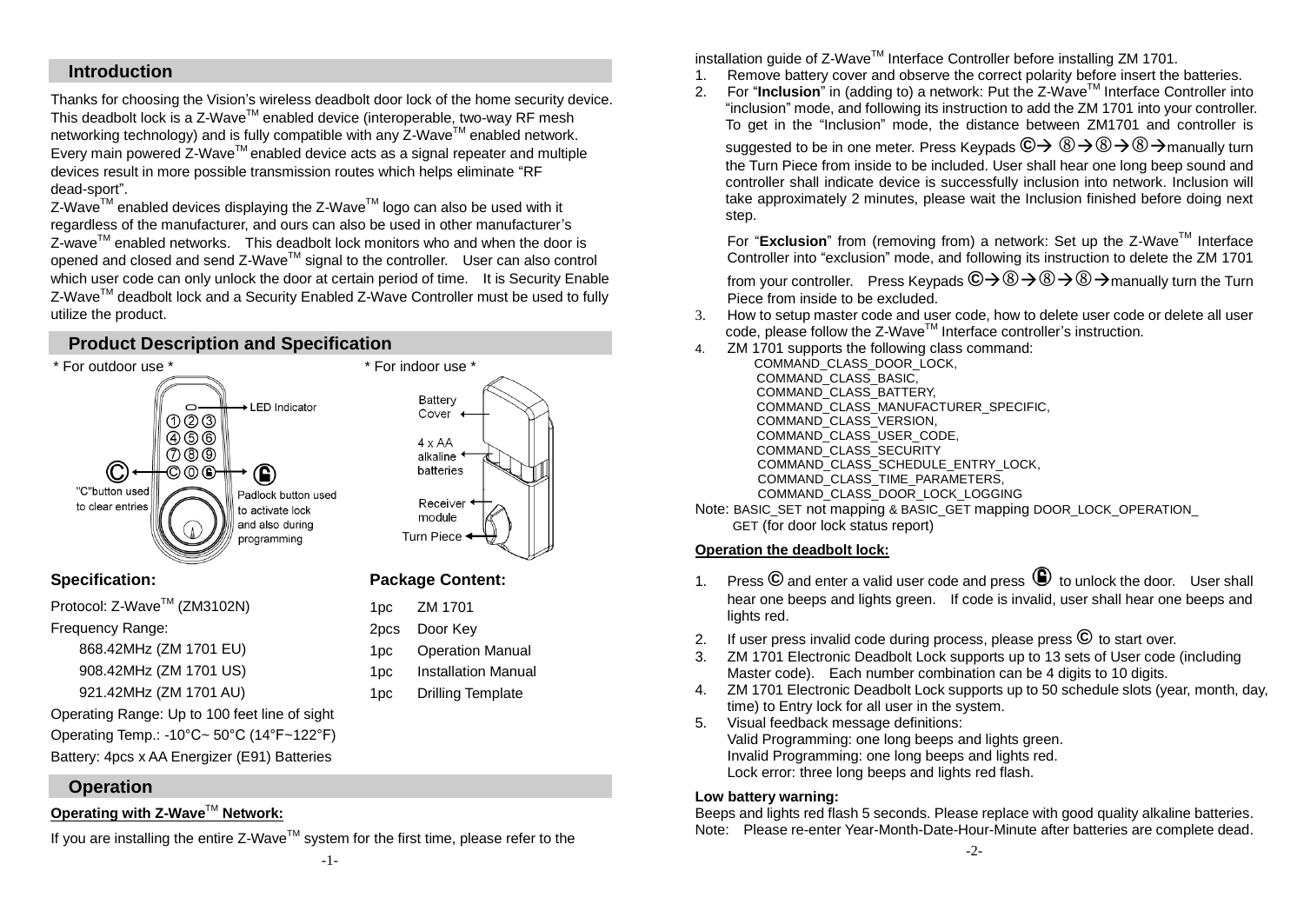## Introduction

Thanks for choosing the Vision's wireless deadbolt door lock of the home security device. This deadbolt lock is a Z-Wave™ enabled device (interoperable, two-way RF mesh networking technology) and is fully compatible with any Z-Wave™ enabled network. Every main powered Z-Wave™ enabled device acts as a signal repeater and multiple devices result in more possible transmission routes which helps eliminate "RF dead-sport".

Z-Wave™ enabled devices displaying the Z-Wave™ logo can also be used with it regardless of the manufacturer, and ours can also be used in other manufacturer's Z-wave™ enabled networks. This deadbolt lock monitors who and when the door is opened and closed and send Z-Wave™ signal to the controller. User can also control which user code can only unlock the door at certain period of time. It is Security Enable Z-Wave™ deadbolt lock and a Security Enabled Z-Wave Controller must be used to fully utilize the product.

## Product Description and Specification

\* For outdoor use \*

LED Indicator

"C"button used to clear entries

Padlock button used to activate lock and also during programming

\* For indoor use \*

Battery Cover

4 x AA alkaline batteries

Receiver module

Turn Piece

### Specification:

Protocol: Z-Wave™ (ZM3102N)

Frequency Range:

868.42MHz (ZM 1701 EU)

908.42MHz (ZM 1701 US)

921.42MHz (ZM 1701 AU)

Operating Range: Up to 100 feet line of sight

Operating Temp.: -10°C~ 50°C (14°F~122°F)

Battery: 4pcs x AA Energizer (E91) Batteries

### Package Content:

| | |
|---|---|
| 1pc | ZM 1701 |
| 2pcs | Door Key |
| 1pc | Operation Manual |
| 1pc | Installation Manual |
| 1pc | Drilling Template |

## Operation

**Operating with Z-Wave™ Network:**

If you are installing the entire Z-Wave™ system for the first time, please refer to the installation guide of Z-Wave™ Interface Controller before installing ZM 1701.

1. Remove battery cover and observe the correct polarity before insert the batteries.
2. For "**Inclusion**" in (adding to) a network: Put the Z-Wave™ Interface Controller into "inclusion" mode, and following its instruction to add the ZM 1701 into your controller. To get in the "Inclusion" mode, the distance between ZM1701 and controller is suggested to be in one meter. Press Keypads ©→ ⑧→⑧→⑧→manually turn the Turn Piece from inside to be included. User shall hear one long beep sound and controller shall indicate device is successfully inclusion into network. Inclusion will take approximately 2 minutes, please wait the Inclusion finished before doing next step.

   For "**Exclusion**" from (removing from) a network: Set up the Z-Wave™ Interface Controller into "exclusion" mode, and following its instruction to delete the ZM 1701 from your controller. Press Keypads ©→⑧→⑧→⑧→manually turn the Turn Piece from inside to be excluded.
3. How to setup master code and user code, how to delete user code or delete all user code, please follow the Z-Wave™ Interface controller's instruction.
4. ZM 1701 supports the following class command:
   - COMMAND_CLASS_DOOR_LOCK,
   - COMMAND_CLASS_BASIC,
   - COMMAND_CLASS_BATTERY,
   - COMMAND_CLASS_MANUFACTURER_SPECIFIC,
   - COMMAND_CLASS_VERSION,
   - COMMAND_CLASS_USER_CODE,
   - COMMAND_CLASS_SECURITY
   - COMMAND_CLASS_SCHEDULE_ENTRY_LOCK,
   - COMMAND_CLASS_TIME_PARAMETERS,
   - COMMAND_CLASS_DOOR_LOCK_LOGGING

Note: BASIC_SET not mapping & BASIC_GET mapping DOOR_LOCK_OPERATION_GET (for door lock status report)

**Operation the deadbolt lock:**

1. Press © and enter a valid user code and press 🔒 to unlock the door. User shall hear one beeps and lights green. If code is invalid, user shall hear one beeps and lights red.
2. If user press invalid code during process, please press © to start over.
3. ZM 1701 Electronic Deadbolt Lock supports up to 13 sets of User code (including Master code). Each number combination can be 4 digits to 10 digits.
4. ZM 1701 Electronic Deadbolt Lock supports up to 50 schedule slots (year, month, day, time) to Entry lock for all user in the system.
5. Visual feedback message definitions:
   Valid Programming: one long beeps and lights green.
   Invalid Programming: one long beeps and lights red.
   Lock error: three long beeps and lights red flash.

**Low battery warning:**

Beeps and lights red flash 5 seconds. Please replace with good quality alkaline batteries.

Note: Please re-enter Year-Month-Date-Hour-Minute after batteries are complete dead.